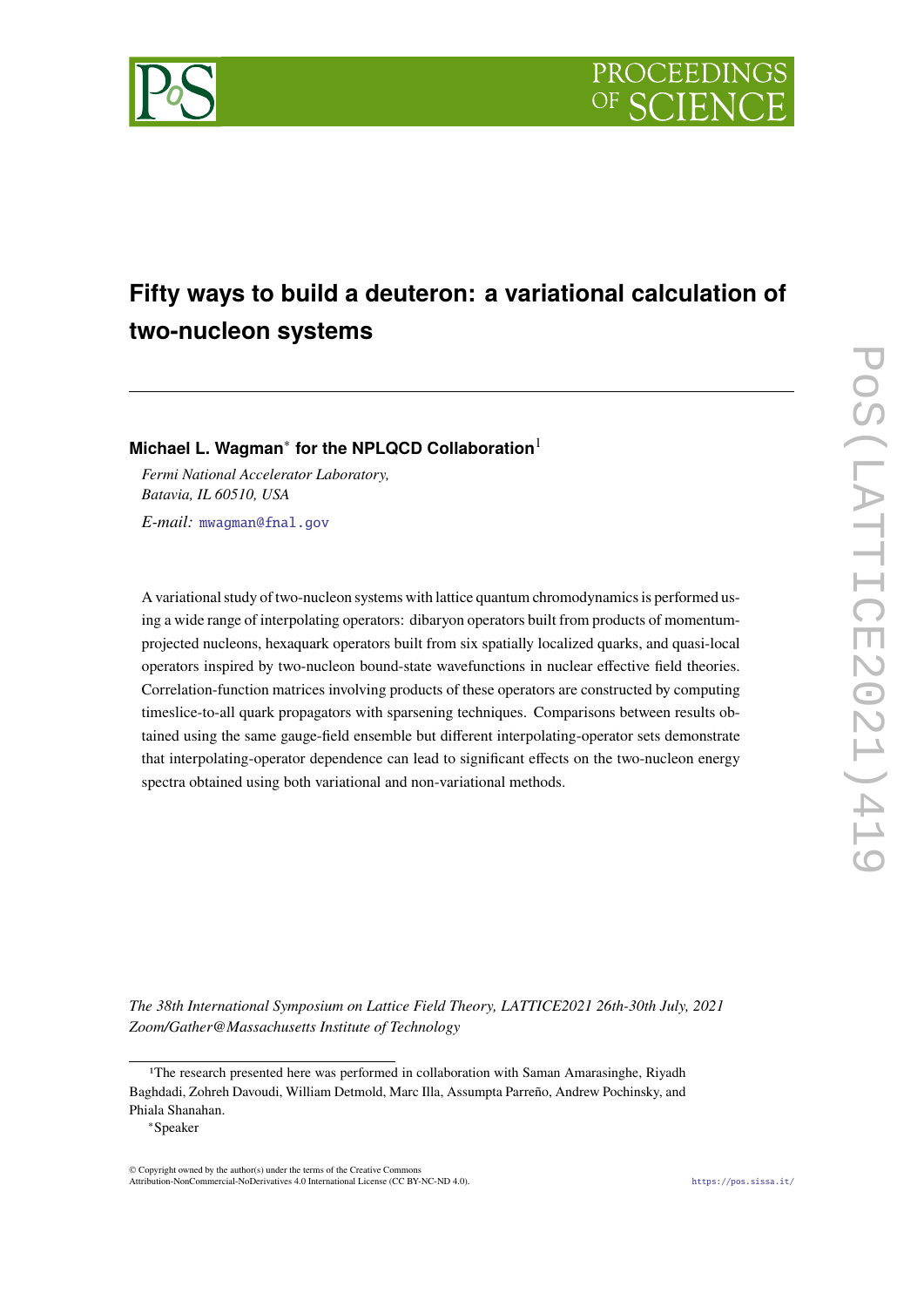# Fifty ways to build a deuteron: a variational calculation of two-nucleon systems

---

**Michael L. Wagman*** **for the NPLQCD Collaboration**[1]

*Fermi National Accelerator Laboratory,*
*Batavia, IL 60510, USA*

*E-mail:* mwagman@fnal.gov

A variational study of two-nucleon systems with lattice quantum chromodynamics is performed using a wide range of interpolating operators: dibaryon operators built from products of momentum-projected nucleons, hexaquark operators built from six spatially localized quarks, and quasi-local operators inspired by two-nucleon bound-state wavefunctions in nuclear effective field theories. Correlation-function matrices involving products of these operators are constructed by computing timeslice-to-all quark propagators with sparsening techniques. Comparisons between results obtained using the same gauge-field ensemble but different interpolating-operator sets demonstrate that interpolating-operator dependence can lead to significant effects on the two-nucleon energy spectra obtained using both variational and non-variational methods.

*The 38th International Symposium on Lattice Field Theory, LATTICE2021 26th-30th July, 2021*
*Zoom/Gather@Massachusetts Institute of Technology*

---

[1]The research presented here was performed in collaboration with Saman Amarasinghe, Riyadh Baghdadi, Zohreh Davoudi, William Detmold, Marc Illa, Assumpta Parreño, Andrew Pochinsky, and Phiala Shanahan.

*Speaker

© Copyright owned by the author(s) under the terms of the Creative Commons Attribution-NonCommercial-NoDerivatives 4.0 International License (CC BY-NC-ND 4.0). https://pos.sissa.it/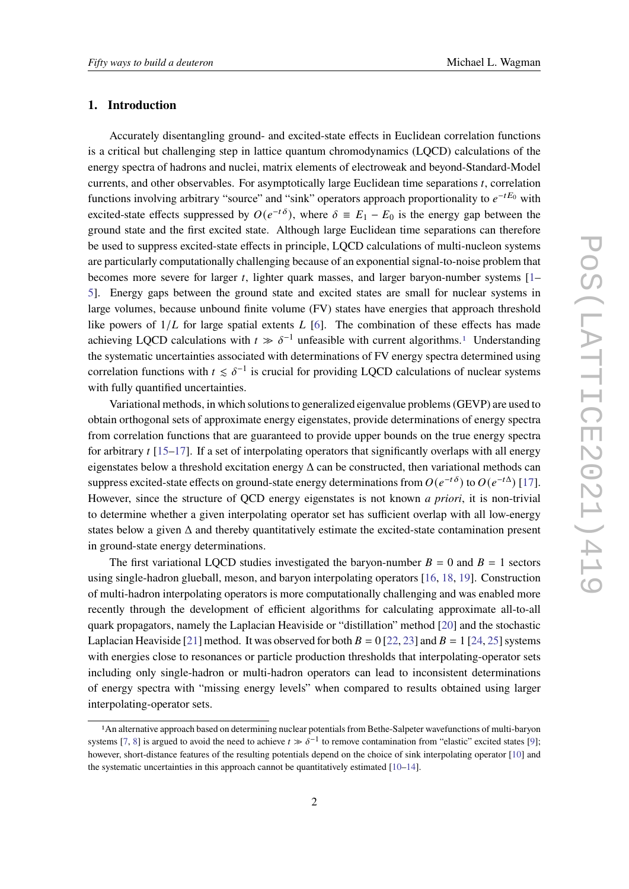## 1. Introduction

Accurately disentangling ground- and excited-state effects in Euclidean correlation functions is a critical but challenging step in lattice quantum chromodynamics (LQCD) calculations of the energy spectra of hadrons and nuclei, matrix elements of electroweak and beyond-Standard-Model currents, and other observables. For asymptotically large Euclidean time separations $t$, correlation functions involving arbitrary "source" and "sink" operators approach proportionality to $e^{-tE_0}$ with excited-state effects suppressed by $O(e^{-t\delta})$, where $\delta \equiv E_1 - E_0$ is the energy gap between the ground state and the first excited state. Although large Euclidean time separations can therefore be used to suppress excited-state effects in principle, LQCD calculations of multi-nucleon systems are particularly computationally challenging because of an exponential signal-to-noise problem that becomes more severe for larger $t$, lighter quark masses, and larger baryon-number systems [1–5]. Energy gaps between the ground state and excited states are small for nuclear systems in large volumes, because unbound finite volume (FV) states have energies that approach threshold like powers of $1/L$ for large spatial extents $L$ [6]. The combination of these effects has made achieving LQCD calculations with $t \gg \delta^{-1}$ unfeasible with current algorithms.[1] Understanding the systematic uncertainties associated with determinations of FV energy spectra determined using correlation functions with $t \lesssim \delta^{-1}$ is crucial for providing LQCD calculations of nuclear systems with fully quantified uncertainties.

Variational methods, in which solutions to generalized eigenvalue problems (GEVP) are used to obtain orthogonal sets of approximate energy eigenstates, provide determinations of energy spectra from correlation functions that are guaranteed to provide upper bounds on the true energy spectra for arbitrary $t$ [15–17]. If a set of interpolating operators that significantly overlaps with all energy eigenstates below a threshold excitation energy $\Delta$ can be constructed, then variational methods can suppress excited-state effects on ground-state energy determinations from $O(e^{-t\delta})$ to $O(e^{-t\Delta})$ [17]. However, since the structure of QCD energy eigenstates is not known *a priori*, it is non-trivial to determine whether a given interpolating operator set has sufficient overlap with all low-energy states below a given $\Delta$ and thereby quantitatively estimate the excited-state contamination present in ground-state energy determinations.

The first variational LQCD studies investigated the baryon-number $B = 0$ and $B = 1$ sectors using single-hadron glueball, meson, and baryon interpolating operators [16, 18, 19]. Construction of multi-hadron interpolating operators is more computationally challenging and was enabled more recently through the development of efficient algorithms for calculating approximate all-to-all quark propagators, namely the Laplacian Heaviside or "distillation" method [20] and the stochastic Laplacian Heaviside [21] method. It was observed for both $B = 0$ [22, 23] and $B = 1$ [24, 25] systems with energies close to resonances or particle production thresholds that interpolating-operator sets including only single-hadron or multi-hadron operators can lead to inconsistent determinations of energy spectra with "missing energy levels" when compared to results obtained using larger interpolating-operator sets.

[1] An alternative approach based on determining nuclear potentials from Bethe-Salpeter wavefunctions of multi-baryon systems [7, 8] is argued to avoid the need to achieve $t \gg \delta^{-1}$ to remove contamination from "elastic" excited states [9]; however, short-distance features of the resulting potentials depend on the choice of sink interpolating operator [10] and the systematic uncertainties in this approach cannot be quantitatively estimated [10–14].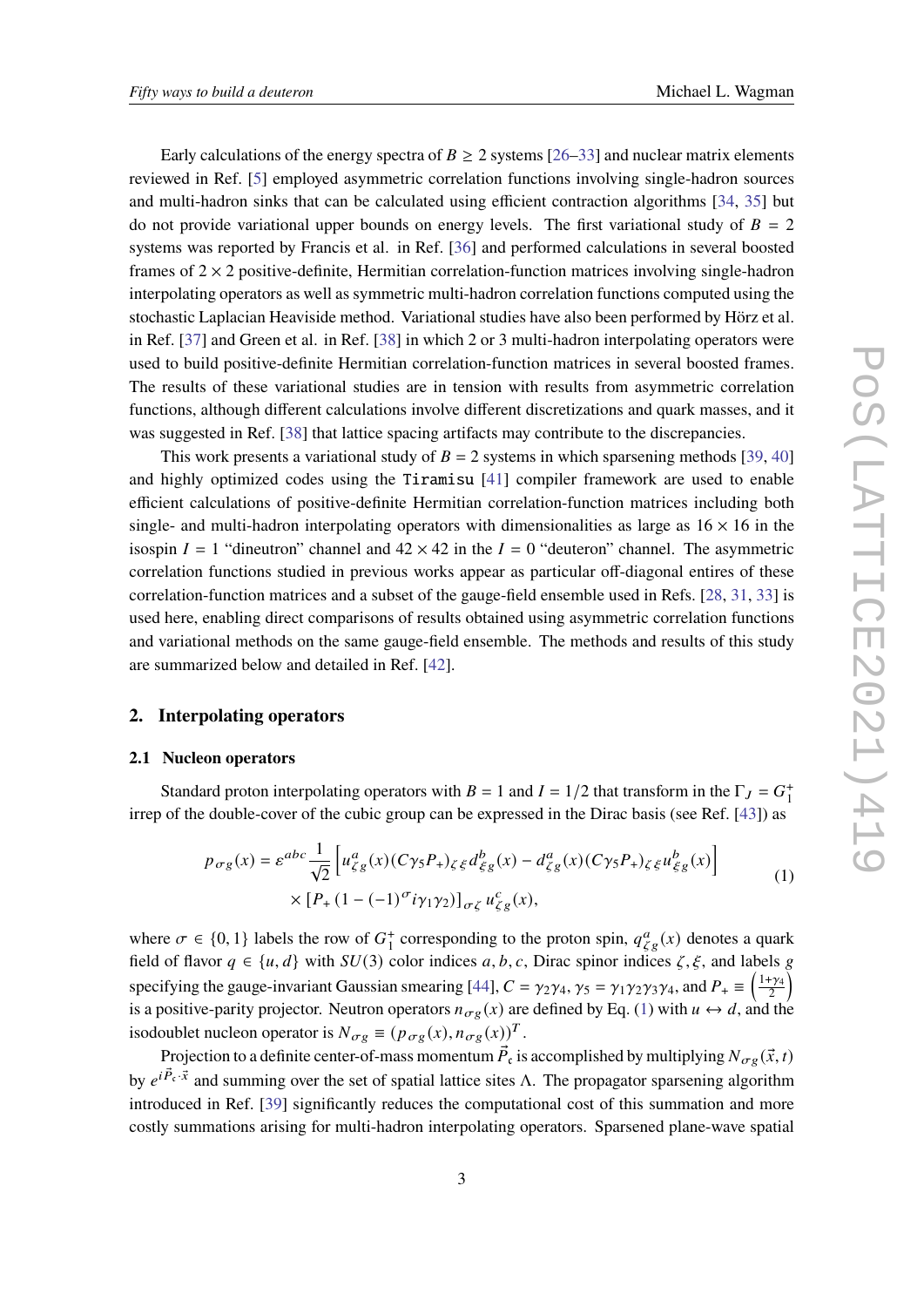Early calculations of the energy spectra of $B \geq 2$ systems [26–33] and nuclear matrix elements reviewed in Ref. [5] employed asymmetric correlation functions involving single-hadron sources and multi-hadron sinks that can be calculated using efficient contraction algorithms [34, 35] but do not provide variational upper bounds on energy levels. The first variational study of $B = 2$ systems was reported by Francis et al. in Ref. [36] and performed calculations in several boosted frames of $2 \times 2$ positive-definite, Hermitian correlation-function matrices involving single-hadron interpolating operators as well as symmetric multi-hadron correlation functions computed using the stochastic Laplacian Heaviside method. Variational studies have also been performed by Hörz et al. in Ref. [37] and Green et al. in Ref. [38] in which 2 or 3 multi-hadron interpolating operators were used to build positive-definite Hermitian correlation-function matrices in several boosted frames. The results of these variational studies are in tension with results from asymmetric correlation functions, although different calculations involve different discretizations and quark masses, and it was suggested in Ref. [38] that lattice spacing artifacts may contribute to the discrepancies.

This work presents a variational study of $B = 2$ systems in which sparsening methods [39, 40] and highly optimized codes using the `Tiramisu` [41] compiler framework are used to enable efficient calculations of positive-definite Hermitian correlation-function matrices including both single- and multi-hadron interpolating operators with dimensionalities as large as $16 \times 16$ in the isospin $I = 1$ "dineutron" channel and $42 \times 42$ in the $I = 0$ "deuteron" channel. The asymmetric correlation functions studied in previous works appear as particular off-diagonal entires of these correlation-function matrices and a subset of the gauge-field ensemble used in Refs. [28, 31, 33] is used here, enabling direct comparisons of results obtained using asymmetric correlation functions and variational methods on the same gauge-field ensemble. The methods and results of this study are summarized below and detailed in Ref. [42].

## 2. Interpolating operators

### 2.1 Nucleon operators

Standard proton interpolating operators with $B = 1$ and $I = 1/2$ that transform in the $\Gamma_J = G_1^+$ irrep of the double-cover of the cubic group can be expressed in the Dirac basis (see Ref. [43]) as

$$p_{\sigma g}(x) = \varepsilon^{abc} \frac{1}{\sqrt{2}} \left[ u^a_{\zeta g}(x)(C\gamma_5 P_+)_{\zeta \xi} d^b_{\xi g}(x) - d^a_{\zeta g}(x)(C\gamma_5 P_+)_{\zeta \xi} u^b_{\xi g}(x) \right] \\ \times \left[ P_+ \left(1 - (-1)^\sigma i\gamma_1\gamma_2\right)\right]_{\sigma\zeta} u^c_{\zeta g}(x), \tag{1}$$

where $\sigma \in \{0, 1\}$ labels the row of $G_1^+$ corresponding to the proton spin, $q^a_{\zeta g}(x)$ denotes a quark field of flavor $q \in \{u, d\}$ with $SU(3)$ color indices $a, b, c$, Dirac spinor indices $\zeta, \xi$, and labels $g$ specifying the gauge-invariant Gaussian smearing [44], $C = \gamma_2\gamma_4$, $\gamma_5 = \gamma_1\gamma_2\gamma_3\gamma_4$, and $P_+ \equiv \left(\frac{1+\gamma_4}{2}\right)$ is a positive-parity projector. Neutron operators $n_{\sigma g}(x)$ are defined by Eq. (1) with $u \leftrightarrow d$, and the isodoublet nucleon operator is $N_{\sigma g} \equiv (p_{\sigma g}(x), n_{\sigma g}(x))^T$.

Projection to a definite center-of-mass momentum $\vec{P}_\mathrm{c}$ is accomplished by multiplying $N_{\sigma g}(\vec{x}, t)$ by $e^{i\vec{P}_\mathrm{c}\cdot\vec{x}}$ and summing over the set of spatial lattice sites $\Lambda$. The propagator sparsening algorithm introduced in Ref. [39] significantly reduces the computational cost of this summation and more costly summations arising for multi-hadron interpolating operators. Sparsened plane-wave spatial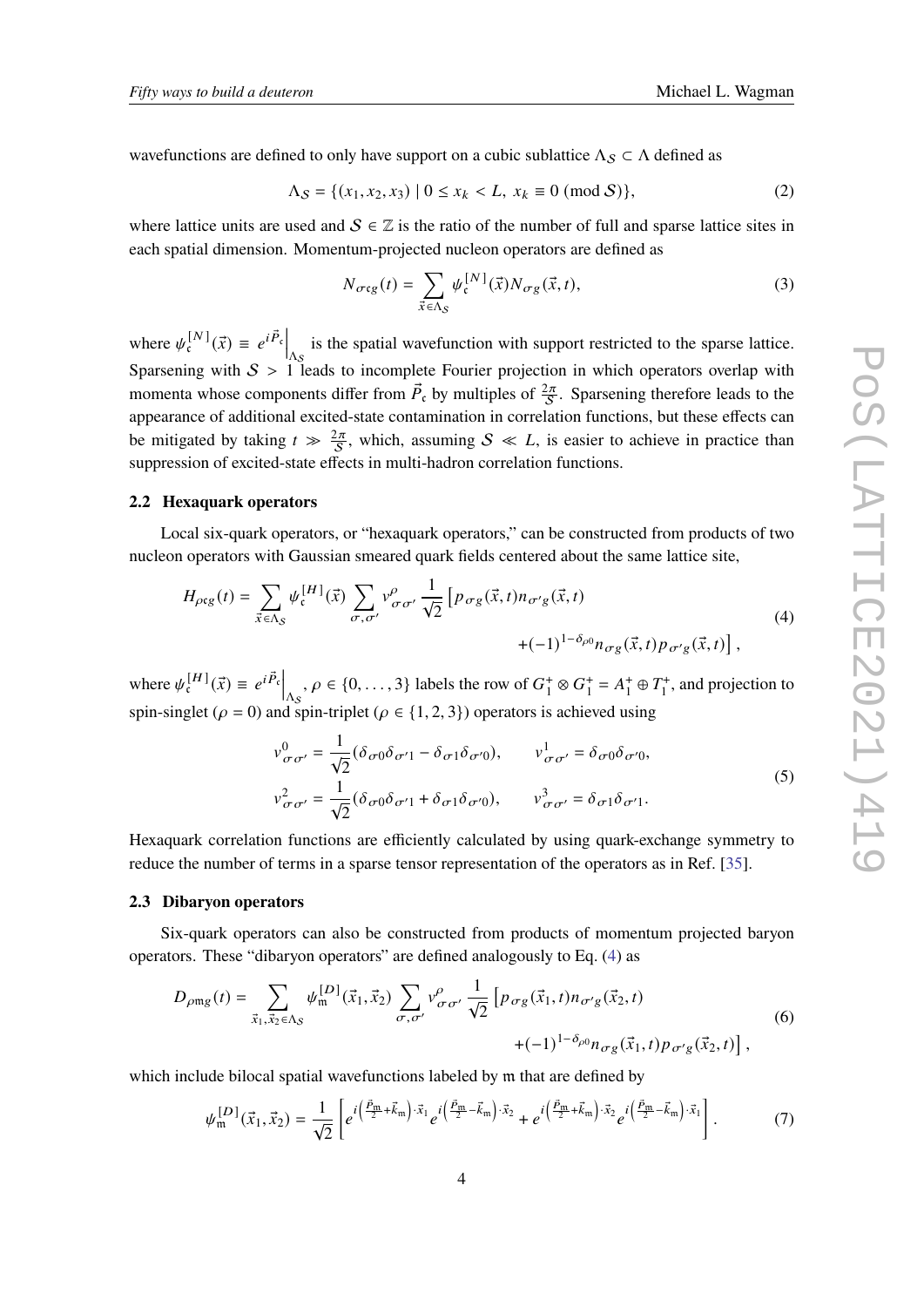wavefunctions are defined to only have support on a cubic sublattice $\Lambda_{\mathcal{S}} \subset \Lambda$ defined as

$$\Lambda_{\mathcal{S}} = \{(x_1, x_2, x_3) \mid 0 \leq x_k < L,\ x_k \equiv 0 \ (\mathrm{mod}\ \mathcal{S})\}, \tag{2}$$

where lattice units are used and $\mathcal{S} \in \mathbb{Z}$ is the ratio of the number of full and sparse lattice sites in each spatial dimension. Momentum-projected nucleon operators are defined as

$$N_{\sigma \mathfrak{c} g}(t) = \sum_{\vec{x} \in \Lambda_{\mathcal{S}}} \psi_{\mathfrak{c}}^{[N]}(\vec{x}) N_{\sigma g}(\vec{x}, t), \tag{3}$$

where $\psi_{\mathfrak{c}}^{[N]}(\vec{x}) \equiv e^{i\vec{P}_{\mathfrak{c}}}\Big|_{\Lambda_{\mathcal{S}}}$ is the spatial wavefunction with support restricted to the sparse lattice. Sparsening with $\mathcal{S} > 1$ leads to incomplete Fourier projection in which operators overlap with momenta whose components differ from $\vec{P}_{\mathfrak{c}}$ by multiples of $\frac{2\pi}{\mathcal{S}}$. Sparsening therefore leads to the appearance of additional excited-state contamination in correlation functions, but these effects can be mitigated by taking $t \gg \frac{2\pi}{\mathcal{S}}$, which, assuming $\mathcal{S} \ll L$, is easier to achieve in practice than suppression of excited-state effects in multi-hadron correlation functions.

### 2.2 Hexaquark operators

Local six-quark operators, or "hexaquark operators," can be constructed from products of two nucleon operators with Gaussian smeared quark fields centered about the same lattice site,

$$\begin{aligned} H_{\rho \mathfrak{c} g}(t) = \sum_{\vec{x} \in \Lambda_{\mathcal{S}}} \psi_{\mathfrak{c}}^{[H]}(\vec{x}) \sum_{\sigma, \sigma'} v^{\rho}_{\sigma \sigma'} \frac{1}{\sqrt{2}} \big[ & p_{\sigma g}(\vec{x}, t) n_{\sigma' g}(\vec{x}, t) \\ & + (-1)^{1-\delta_{\rho 0}} n_{\sigma g}(\vec{x}, t) p_{\sigma' g}(\vec{x}, t) \big], \end{aligned} \tag{4}$$

where $\psi_{\mathfrak{c}}^{[H]}(\vec{x}) \equiv e^{i\vec{P}_{\mathfrak{c}}}\Big|_{\Lambda_{\mathcal{S}}}$, $\rho \in \{0, \ldots, 3\}$ labels the row of $G_1^+ \otimes G_1^+ = A_1^+ \oplus T_1^+$, and projection to spin-singlet ($\rho = 0$) and spin-triplet ($\rho \in \{1, 2, 3\}$) operators is achieved using

$$\begin{aligned} v^0_{\sigma \sigma'} &= \frac{1}{\sqrt{2}} (\delta_{\sigma 0} \delta_{\sigma' 1} - \delta_{\sigma 1} \delta_{\sigma' 0}), \qquad & v^1_{\sigma \sigma'} &= \delta_{\sigma 0} \delta_{\sigma' 0}, \\ v^2_{\sigma \sigma'} &= \frac{1}{\sqrt{2}} (\delta_{\sigma 0} \delta_{\sigma' 1} + \delta_{\sigma 1} \delta_{\sigma' 0}), \qquad & v^3_{\sigma \sigma'} &= \delta_{\sigma 1} \delta_{\sigma' 1}. \end{aligned} \tag{5}$$

Hexaquark correlation functions are efficiently calculated by using quark-exchange symmetry to reduce the number of terms in a sparse tensor representation of the operators as in Ref. [35].

### 2.3 Dibaryon operators

Six-quark operators can also be constructed from products of momentum projected baryon operators. These "dibaryon operators" are defined analogously to Eq. (4) as

$$\begin{aligned} D_{\rho \mathfrak{m} g}(t) = \sum_{\vec{x}_1, \vec{x}_2 \in \Lambda_{\mathcal{S}}} \psi_{\mathfrak{m}}^{[D]}(\vec{x}_1, \vec{x}_2) \sum_{\sigma, \sigma'} v^{\rho}_{\sigma \sigma'} \frac{1}{\sqrt{2}} \big[ & p_{\sigma g}(\vec{x}_1, t) n_{\sigma' g}(\vec{x}_2, t) \\ & + (-1)^{1-\delta_{\rho 0}} n_{\sigma g}(\vec{x}_1, t) p_{\sigma' g}(\vec{x}_2, t) \big], \end{aligned} \tag{6}$$

which include bilocal spatial wavefunctions labeled by $\mathfrak{m}$ that are defined by

$$\psi_{\mathfrak{m}}^{[D]}(\vec{x}_1, \vec{x}_2) = \frac{1}{\sqrt{2}} \left[ e^{i\left(\frac{\vec{P}_{\mathfrak{m}}}{2} + \vec{k}_{\mathfrak{m}}\right) \cdot \vec{x}_1} e^{i\left(\frac{\vec{P}_{\mathfrak{m}}}{2} - \vec{k}_{\mathfrak{m}}\right) \cdot \vec{x}_2} + e^{i\left(\frac{\vec{P}_{\mathfrak{m}}}{2} + \vec{k}_{\mathfrak{m}}\right) \cdot \vec{x}_2} e^{i\left(\frac{\vec{P}_{\mathfrak{m}}}{2} - \vec{k}_{\mathfrak{m}}\right) \cdot \vec{x}_1} \right]. \tag{7}$$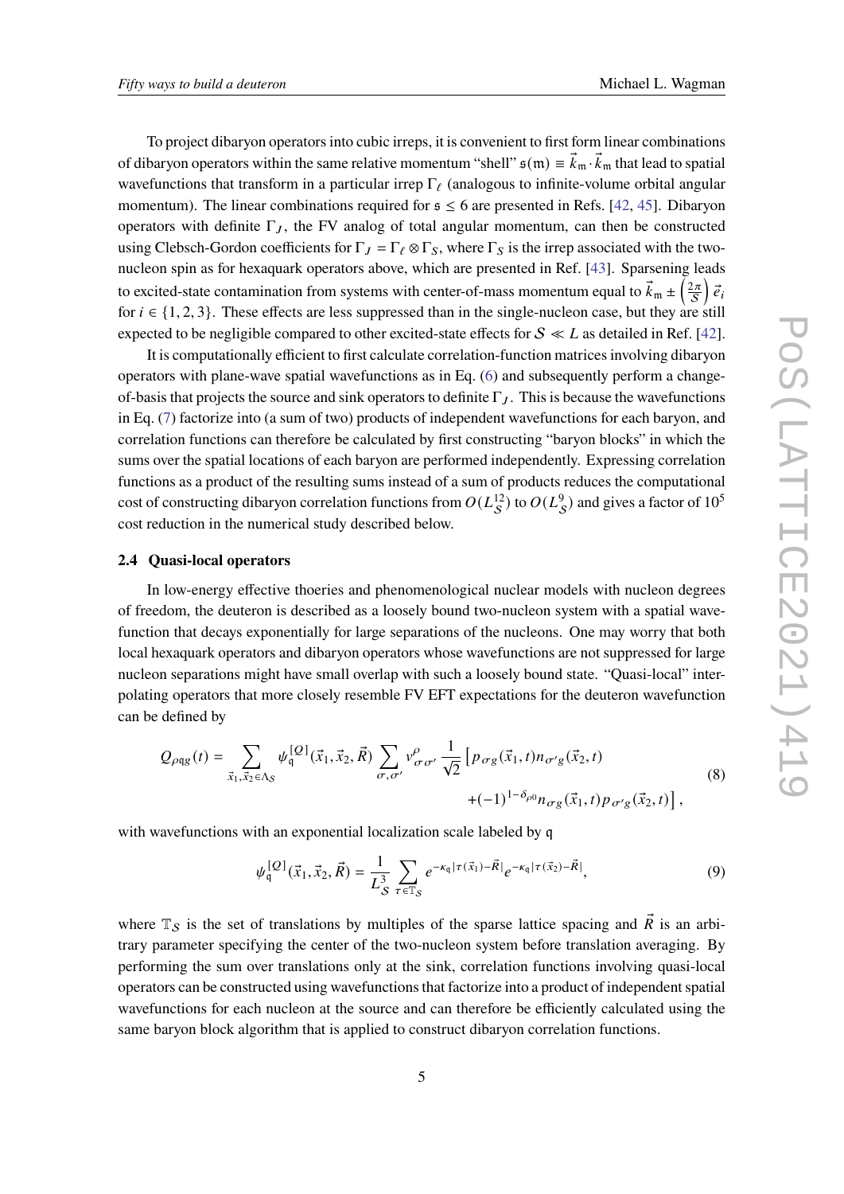To project dibaryon operators into cubic irreps, it is convenient to first form linear combinations of dibaryon operators within the same relative momentum "shell" $\mathfrak{s}(\mathfrak{m}) \equiv \vec{k}_\mathfrak{m} \cdot \vec{k}_\mathfrak{m}$ that lead to spatial wavefunctions that transform in a particular irrep $\Gamma_\ell$ (analogous to infinite-volume orbital angular momentum). The linear combinations required for $\mathfrak{s} \leq 6$ are presented in Refs. [42, 45]. Dibaryon operators with definite $\Gamma_J$, the FV analog of total angular momentum, can then be constructed using Clebsch-Gordon coefficients for $\Gamma_J = \Gamma_\ell \otimes \Gamma_S$, where $\Gamma_S$ is the irrep associated with the two-nucleon spin as for hexaquark operators above, which are presented in Ref. [43]. Sparsening leads to excited-state contamination from systems with center-of-mass momentum equal to $\vec{k}_\mathfrak{m} \pm \left(\frac{2\pi}{\mathcal{S}}\right) \vec{e}_i$ for $i \in \{1, 2, 3\}$. These effects are less suppressed than in the single-nucleon case, but they are still expected to be negligible compared to other excited-state effects for $\mathcal{S} \ll L$ as detailed in Ref. [42].

It is computationally efficient to first calculate correlation-function matrices involving dibaryon operators with plane-wave spatial wavefunctions as in Eq. (6) and subsequently perform a change-of-basis that projects the source and sink operators to definite $\Gamma_J$. This is because the wavefunctions in Eq. (7) factorize into (a sum of two) products of independent wavefunctions for each baryon, and correlation functions can therefore be calculated by first constructing "baryon blocks" in which the sums over the spatial locations of each baryon are performed independently. Expressing correlation functions as a product of the resulting sums instead of a sum of products reduces the computational cost of constructing dibaryon correlation functions from $O(L_\mathcal{S}^{12})$ to $O(L_\mathcal{S}^{9})$ and gives a factor of $10^5$ cost reduction in the numerical study described below.

### 2.4 Quasi-local operators

In low-energy effective thoeries and phenomenological nuclear models with nucleon degrees of freedom, the deuteron is described as a loosely bound two-nucleon system with a spatial wavefunction that decays exponentially for large separations of the nucleons. One may worry that both local hexaquark operators and dibaryon operators whose wavefunctions are not suppressed for large nucleon separations might have small overlap with such a loosely bound state. "Quasi-local" interpolating operators that more closely resemble FV EFT expectations for the deuteron wavefunction can be defined by

$$Q_{\rho\mathfrak{q}g}(t) = \sum_{\vec{x}_1, \vec{x}_2 \in \Lambda_\mathcal{S}} \psi_\mathfrak{q}^{[Q]}(\vec{x}_1, \vec{x}_2, \vec{R}) \sum_{\sigma, \sigma'} v^\rho_{\sigma\sigma'} \frac{1}{\sqrt{2}} \left[ p_{\sigma g}(\vec{x}_1, t) n_{\sigma' g}(\vec{x}_2, t) \right. \\ \left. + (-1)^{1-\delta_{\rho 0}} n_{\sigma g}(\vec{x}_1, t) p_{\sigma' g}(\vec{x}_2, t) \right], \tag{8}$$

with wavefunctions with an exponential localization scale labeled by $\mathfrak{q}$

$$\psi_\mathfrak{q}^{[Q]}(\vec{x}_1, \vec{x}_2, \vec{R}) = \frac{1}{L_\mathcal{S}^3} \sum_{\tau \in \mathbb{T}_\mathcal{S}} e^{-\kappa_\mathfrak{q} |\tau(\vec{x}_1) - \vec{R}|} e^{-\kappa_\mathfrak{q} |\tau(\vec{x}_2) - \vec{R}|}, \tag{9}$$

where $\mathbb{T}_\mathcal{S}$ is the set of translations by multiples of the sparse lattice spacing and $\vec{R}$ is an arbitrary parameter specifying the center of the two-nucleon system before translation averaging. By performing the sum over translations only at the sink, correlation functions involving quasi-local operators can be constructed using wavefunctions that factorize into a product of independent spatial wavefunctions for each nucleon at the source and can therefore be efficiently calculated using the same baryon block algorithm that is applied to construct dibaryon correlation functions.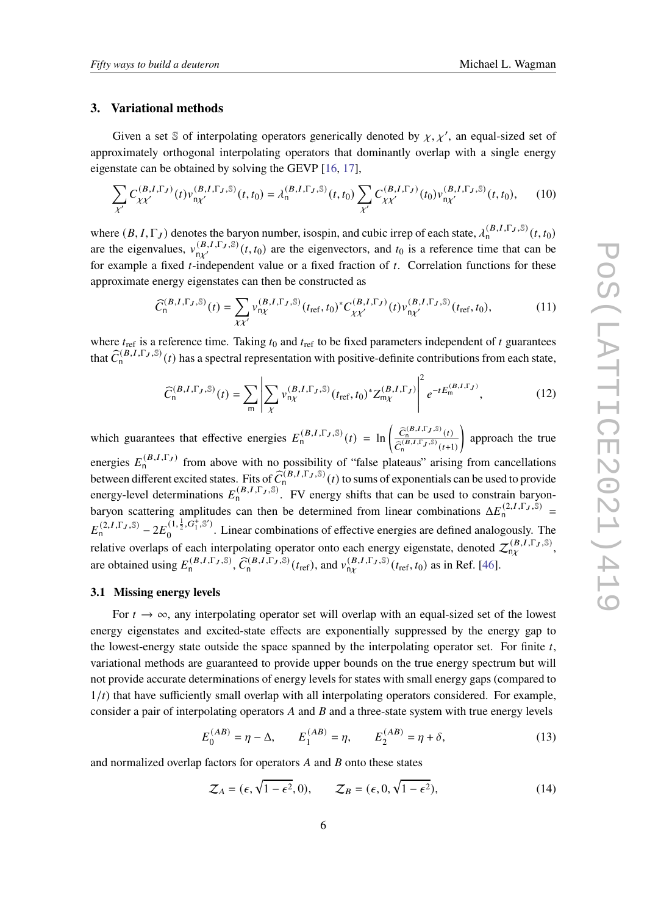## 3. Variational methods

Given a set $\mathbb{S}$ of interpolating operators generically denoted by $\chi, \chi'$, an equal-sized set of approximately orthogonal interpolating operators that dominantly overlap with a single energy eigenstate can be obtained by solving the GEVP [16, 17],

$$\sum_{\chi'} C^{(B,I,\Gamma_J)}_{\chi\chi'}(t) v^{(B,I,\Gamma_J,\mathbb{S})}_{\mathsf{n}\chi'}(t,t_0) = \lambda^{(B,I,\Gamma_J,\mathbb{S})}_{\mathsf{n}}(t,t_0) \sum_{\chi'} C^{(B,I,\Gamma_J)}_{\chi\chi'}(t_0) v^{(B,I,\Gamma_J,\mathbb{S})}_{\mathsf{n}\chi'}(t,t_0), \tag{10}$$

where $(B, I, \Gamma_J)$ denotes the baryon number, isospin, and cubic irrep of each state, $\lambda^{(B,I,\Gamma_J,\mathbb{S})}_{\mathsf{n}}(t,t_0)$ are the eigenvalues, $v^{(B,I,\Gamma_J,\mathbb{S})}_{\mathsf{n}\chi'}(t,t_0)$ are the eigenvectors, and $t_0$ is a reference time that can be for example a fixed $t$-independent value or a fixed fraction of $t$. Correlation functions for these approximate energy eigenstates can then be constructed as

$$\widehat{C}^{(B,I,\Gamma_J,\mathbb{S})}_{\mathsf{n}}(t) = \sum_{\chi\chi'} v^{(B,I,\Gamma_J,\mathbb{S})}_{\mathsf{n}\chi}(t_{\mathrm{ref}},t_0)^* C^{(B,I,\Gamma_J)}_{\chi\chi'}(t) v^{(B,I,\Gamma_J,\mathbb{S})}_{\mathsf{n}\chi'}(t_{\mathrm{ref}},t_0), \tag{11}$$

where $t_{\mathrm{ref}}$ is a reference time. Taking $t_0$ and $t_{\mathrm{ref}}$ to be fixed parameters independent of $t$ guarantees that $\widehat{C}^{(B,I,\Gamma_J,\mathbb{S})}_{\mathsf{n}}(t)$ has a spectral representation with positive-definite contributions from each state,

$$\widehat{C}^{(B,I,\Gamma_J,\mathbb{S})}_{\mathsf{n}}(t) = \sum_{\mathsf{m}} \left| \sum_{\chi} v^{(B,I,\Gamma_J,\mathbb{S})}_{\mathsf{n}\chi}(t_{\mathrm{ref}},t_0)^* Z^{(B,I,\Gamma_J)}_{\mathsf{m}\chi} \right|^2 e^{-tE^{(B,I,\Gamma_J)}_{\mathsf{m}}}, \tag{12}$$

which guarantees that effective energies $E^{(B,I,\Gamma_J,\mathbb{S})}_{\mathsf{n}}(t) = \ln\left( \frac{\widehat{C}^{(B,I,\Gamma_J,\mathbb{S})}_{\mathsf{n}}(t)}{\widehat{C}^{(B,I,\Gamma_J,\mathbb{S})}_{\mathsf{n}}(t+1)} \right)$ approach the true energies $E^{(B,I,\Gamma_J)}_{\mathsf{n}}$ from above with no possibility of "false plateaus" arising from cancellations between different excited states. Fits of $\widehat{C}^{(B,I,\Gamma_J,\mathbb{S})}_{\mathsf{n}}(t)$ to sums of exponentials can be used to provide energy-level determinations $E^{(B,I,\Gamma_J,\mathbb{S})}_{\mathsf{n}}$. FV energy shifts that can be used to constrain baryon-baryon scattering amplitudes can then be determined from linear combinations $\Delta E^{(2,I,\Gamma_J,\mathbb{S})}_{\mathsf{n}} = E^{(2,I,\Gamma_J,\mathbb{S})}_{\mathsf{n}} - 2E^{(1,\frac{1}{2},G_1^+,\mathbb{S}')}_{0}$. Linear combinations of effective energies are defined analogously. The relative overlaps of each interpolating operator onto each energy eigenstate, denoted $\mathcal{Z}^{(B,I,\Gamma_J,\mathbb{S})}_{\mathsf{n}\chi}$, are obtained using $E^{(B,I,\Gamma_J,\mathbb{S})}_{\mathsf{n}}$, $\widehat{C}^{(B,I,\Gamma_J,\mathbb{S})}_{\mathsf{n}}(t_{\mathrm{ref}})$, and $v^{(B,I,\Gamma_J,\mathbb{S})}_{\mathsf{n}\chi}(t_{\mathrm{ref}},t_0)$ as in Ref. [46].

### 3.1 Missing energy levels

For $t \to \infty$, any interpolating operator set will overlap with an equal-sized set of the lowest energy eigenstates and excited-state effects are exponentially suppressed by the energy gap to the lowest-energy state outside the space spanned by the interpolating operator set. For finite $t$, variational methods are guaranteed to provide upper bounds on the true energy spectrum but will not provide accurate determinations of energy levels for states with small energy gaps (compared to $1/t$) that have sufficiently small overlap with all interpolating operators considered. For example, consider a pair of interpolating operators $A$ and $B$ and a three-state system with true energy levels

$$E^{(AB)}_0 = \eta - \Delta, \qquad E^{(AB)}_1 = \eta, \qquad E^{(AB)}_2 = \eta + \delta, \tag{13}$$

and normalized overlap factors for operators $A$ and $B$ onto these states

$$\mathcal{Z}_A = (\epsilon, \sqrt{1-\epsilon^2}, 0), \qquad \mathcal{Z}_B = (\epsilon, 0, \sqrt{1-\epsilon^2}), \tag{14}$$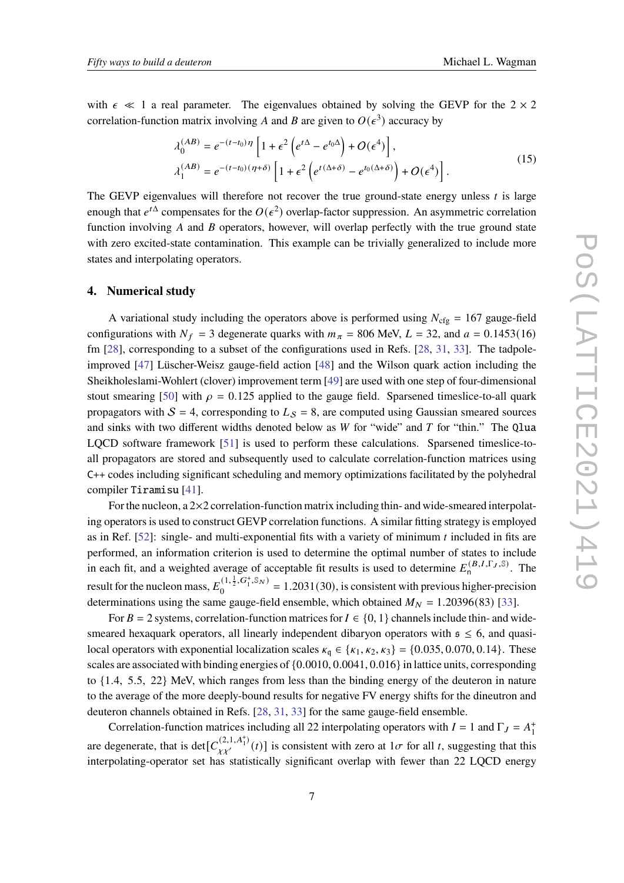with $\epsilon \ll 1$ a real parameter. The eigenvalues obtained by solving the GEVP for the $2 \times 2$ correlation-function matrix involving $A$ and $B$ are given to $O(\epsilon^3)$ accuracy by

$$
\begin{aligned}
\lambda_0^{(AB)} &= e^{-(t-t_0)\eta}\left[1 + \epsilon^2\left(e^{t\Delta} - e^{t_0\Delta}\right) + O(\epsilon^4)\right], \\
\lambda_1^{(AB)} &= e^{-(t-t_0)(\eta+\delta)}\left[1 + \epsilon^2\left(e^{t(\Delta+\delta)} - e^{t_0(\Delta+\delta)}\right) + O(\epsilon^4)\right].
\end{aligned}
\tag{15}
$$

The GEVP eigenvalues will therefore not recover the true ground-state energy unless $t$ is large enough that $e^{t\Delta}$ compensates for the $O(\epsilon^2)$ overlap-factor suppression. An asymmetric correlation function involving $A$ and $B$ operators, however, will overlap perfectly with the true ground state with zero excited-state contamination. This example can be trivially generalized to include more states and interpolating operators.

## 4. Numerical study

A variational study including the operators above is performed using $N_{\text{cfg}} = 167$ gauge-field configurations with $N_f = 3$ degenerate quarks with $m_\pi = 806$ MeV, $L = 32$, and $a = 0.1453(16)$ fm [28], corresponding to a subset of the configurations used in Refs. [28, 31, 33]. The tadpole-improved [47] Lüscher-Weisz gauge-field action [48] and the Wilson quark action including the Sheikholeslami-Wohlert (clover) improvement term [49] are used with one step of four-dimensional stout smearing [50] with $\rho = 0.125$ applied to the gauge field. Sparsened timeslice-to-all quark propagators with $\mathcal{S} = 4$, corresponding to $L_{\mathcal{S}} = 8$, are computed using Gaussian smeared sources and sinks with two different widths denoted below as $W$ for "wide" and $T$ for "thin." The `Qlua` LQCD software framework [51] is used to perform these calculations. Sparsened timeslice-to-all propagators are stored and subsequently used to calculate correlation-function matrices using `C++` codes including significant scheduling and memory optimizations facilitated by the polyhedral compiler `Tiramisu` [41].

For the nucleon, a $2\times2$ correlation-function matrix including thin- and wide-smeared interpolating operators is used to construct GEVP correlation functions. A similar fitting strategy is employed as in Ref. [52]: single- and multi-exponential fits with a variety of minimum $t$ included in fits are performed, an information criterion is used to determine the optimal number of states to include in each fit, and a weighted average of acceptable fit results is used to determine $E_{\mathsf{n}}^{(B,I,\Gamma_J,\mathbb{S})}$. The result for the nucleon mass, $E_0^{(1,\frac{1}{2},G_1^+,\mathbb{S}_N)} = 1.2031(30)$, is consistent with previous higher-precision determinations using the same gauge-field ensemble, which obtained $M_N = 1.20396(83)$ [33].

For $B = 2$ systems, correlation-function matrices for $I \in \{0, 1\}$ channels include thin- and wide-smeared hexaquark operators, all linearly independent dibaryon operators with $\mathfrak{s} \leq 6$, and quasi-local operators with exponential localization scales $\kappa_{\mathfrak{q}} \in \{\kappa_1, \kappa_2, \kappa_3\} = \{0.035, 0.070, 0.14\}$. These scales are associated with binding energies of $\{0.0010, 0.0041, 0.016\}$ in lattice units, corresponding to $\{1.4,\ 5.5,\ 22\}$ MeV, which ranges from less than the binding energy of the deuteron in nature to the average of the more deeply-bound results for negative FV energy shifts for the dineutron and deuteron channels obtained in Refs. [28, 31, 33] for the same gauge-field ensemble.

Correlation-function matrices including all 22 interpolating operators with $I = 1$ and $\Gamma_J = A_1^+$ are degenerate, that is $\det[C_{\chi\chi'}^{(2,1,A_1^+)}(t)]$ is consistent with zero at $1\sigma$ for all $t$, suggesting that this interpolating-operator set has statistically significant overlap with fewer than 22 LQCD energy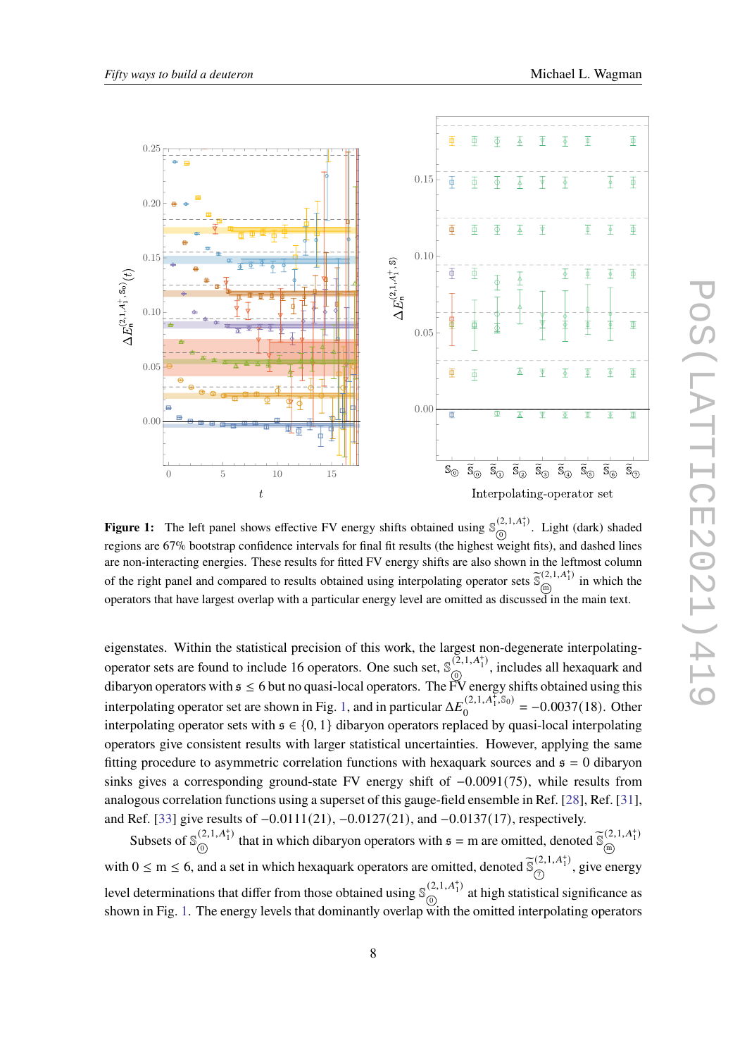**Figure 1:** The left panel shows effective FV energy shifts obtained using $\mathbb{S}_{⓪}^{(2,1,A_1^+)}$. Light (dark) shaded regions are 67% bootstrap confidence intervals for final fit results (the highest weight fits), and dashed lines are non-interacting energies. These results for fitted FV energy shifts are also shown in the leftmost column of the right panel and compared to results obtained using interpolating operator sets $\widetilde{\mathbb{S}}_{ⓜ}^{(2,1,A_1^+)}$ in which the operators that have largest overlap with a particular energy level are omitted as discussed in the main text.

eigenstates. Within the statistical precision of this work, the largest non-degenerate interpolating-operator sets are found to include 16 operators. One such set, $\mathbb{S}_{⓪}^{(2,1,A_1^+)}$, includes all hexaquark and dibaryon operators with $\mathfrak{s} \leq 6$ but no quasi-local operators. The FV energy shifts obtained using this interpolating operator set are shown in Fig. 1, and in particular $\Delta E_0^{(2,1,A_1^+,\mathbb{S}_0)} = -0.0037(18)$. Other interpolating operator sets with $\mathfrak{s} \in \{0,1\}$ dibaryon operators replaced by quasi-local interpolating operators give consistent results with larger statistical uncertainties. However, applying the same fitting procedure to asymmetric correlation functions with hexaquark sources and $\mathfrak{s} = 0$ dibaryon sinks gives a corresponding ground-state FV energy shift of $-0.0091(75)$, while results from analogous correlation functions using a superset of this gauge-field ensemble in Ref. [28], Ref. [31], and Ref. [33] give results of $-0.0111(21)$, $-0.0127(21)$, and $-0.0137(17)$, respectively.

Subsets of $\mathbb{S}_{⓪}^{(2,1,A_1^+)}$ that in which dibaryon operators with $\mathfrak{s} = \mathfrak{m}$ are omitted, denoted $\widetilde{\mathbb{S}}_{ⓜ}^{(2,1,A_1^+)}$ with $0 \leq \mathfrak{m} \leq 6$, and a set in which hexaquark operators are omitted, denoted $\widetilde{\mathbb{S}}_{⑦}^{(2,1,A_1^+)}$, give energy level determinations that differ from those obtained using $\mathbb{S}_{⓪}^{(2,1,A_1^+)}$ at high statistical significance as shown in Fig. 1. The energy levels that dominantly overlap with the omitted interpolating operators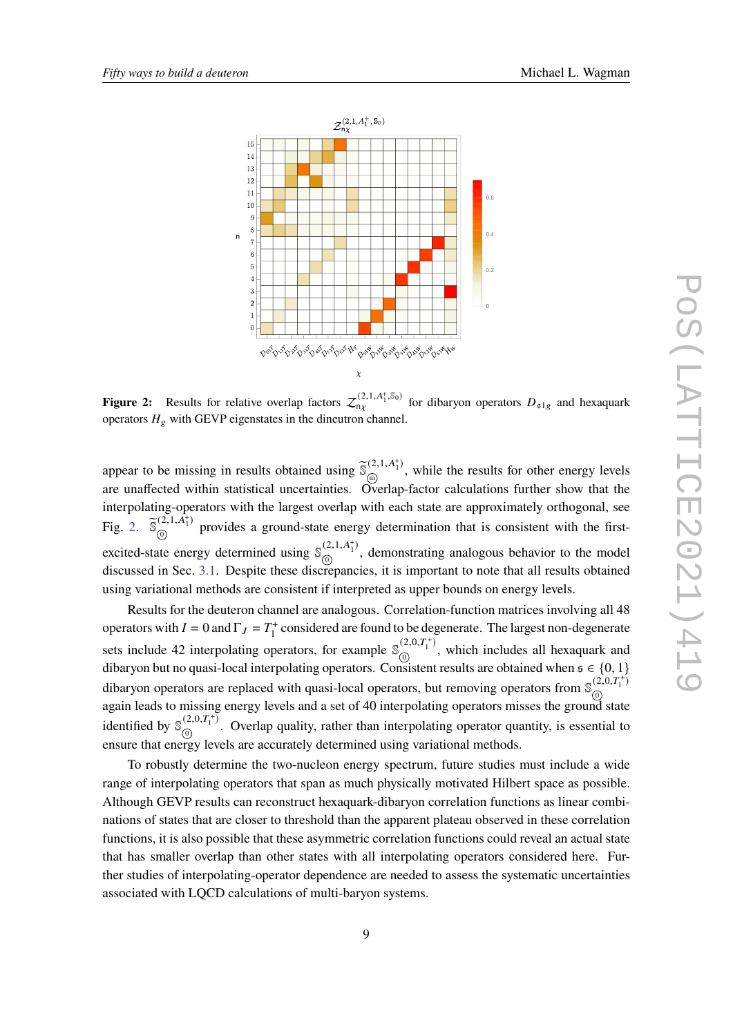**Figure 2:** Results for relative overlap factors $\mathcal{Z}_{\mathfrak{n}\chi}^{(2,1,A_1^+,\mathbb{S}_0)}$ for dibaryon operators $D_{\mathfrak{s}1g}$ and hexaquark operators $H_g$ with GEVP eigenstates in the dineutron channel.

appear to be missing in results obtained using $\widetilde{\mathbb{S}}_{\text{ⓜ}}^{(2,1,A_1^+)}$, while the results for other energy levels are unaffected within statistical uncertainties. Overlap-factor calculations further show that the interpolating-operators with the largest overlap with each state are approximately orthogonal, see Fig. 2. $\widetilde{\mathbb{S}}_{\text{⓪}}^{(2,1,A_1^+)}$ provides a ground-state energy determination that is consistent with the first-excited-state energy determined using $\mathbb{S}_{\text{⓪}}^{(2,1,A_1^+)}$, demonstrating analogous behavior to the model discussed in Sec. 3.1. Despite these discrepancies, it is important to note that all results obtained using variational methods are consistent if interpreted as upper bounds on energy levels.

Results for the deuteron channel are analogous. Correlation-function matrices involving all 48 operators with $I = 0$ and $\Gamma_J = T_1^+$ considered are found to be degenerate. The largest non-degenerate sets include 42 interpolating operators, for example $\mathbb{S}_{\text{⓪}}^{(2,0,T_1^+)}$, which includes all hexaquark and dibaryon but no quasi-local interpolating operators. Consistent results are obtained when $\mathfrak{s} \in \{0, 1\}$ dibaryon operators are replaced with quasi-local operators, but removing operators from $\mathbb{S}_{\text{⓪}}^{(2,0,T_1^+)}$ again leads to missing energy levels and a set of 40 interpolating operators misses the ground state identified by $\mathbb{S}_{\text{⓪}}^{(2,0,T_1^+)}$. Overlap quality, rather than interpolating operator quantity, is essential to ensure that energy levels are accurately determined using variational methods.

To robustly determine the two-nucleon energy spectrum, future studies must include a wide range of interpolating operators that span as much physically motivated Hilbert space as possible. Although GEVP results can reconstruct hexaquark-dibaryon correlation functions as linear combinations of states that are closer to threshold than the apparent plateau observed in these correlation functions, it is also possible that these asymmetric correlation functions could reveal an actual state that has smaller overlap than other states with all interpolating operators considered here. Further studies of interpolating-operator dependence are needed to assess the systematic uncertainties associated with LQCD calculations of multi-baryon systems.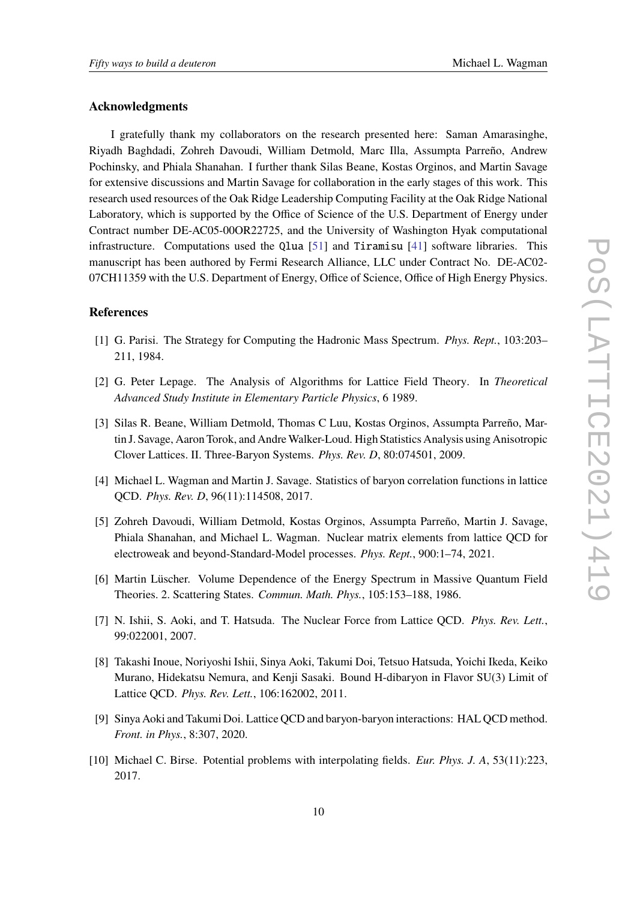## Acknowledgments

I gratefully thank my collaborators on the research presented here: Saman Amarasinghe, Riyadh Baghdadi, Zohreh Davoudi, William Detmold, Marc Illa, Assumpta Parreño, Andrew Pochinsky, and Phiala Shanahan. I further thank Silas Beane, Kostas Orginos, and Martin Savage for extensive discussions and Martin Savage for collaboration in the early stages of this work. This research used resources of the Oak Ridge Leadership Computing Facility at the Oak Ridge National Laboratory, which is supported by the Office of Science of the U.S. Department of Energy under Contract number DE-AC05-00OR22725, and the University of Washington Hyak computational infrastructure. Computations used the `Qlua` [51] and `Tiramisu` [41] software libraries. This manuscript has been authored by Fermi Research Alliance, LLC under Contract No. DE-AC02-07CH11359 with the U.S. Department of Energy, Office of Science, Office of High Energy Physics.

## References

[1] G. Parisi. The Strategy for Computing the Hadronic Mass Spectrum. *Phys. Rept.*, 103:203–211, 1984.

[2] G. Peter Lepage. The Analysis of Algorithms for Lattice Field Theory. In *Theoretical Advanced Study Institute in Elementary Particle Physics*, 6 1989.

[3] Silas R. Beane, William Detmold, Thomas C Luu, Kostas Orginos, Assumpta Parreño, Martin J. Savage, Aaron Torok, and Andre Walker-Loud. High Statistics Analysis using Anisotropic Clover Lattices. II. Three-Baryon Systems. *Phys. Rev. D*, 80:074501, 2009.

[4] Michael L. Wagman and Martin J. Savage. Statistics of baryon correlation functions in lattice QCD. *Phys. Rev. D*, 96(11):114508, 2017.

[5] Zohreh Davoudi, William Detmold, Kostas Orginos, Assumpta Parreño, Martin J. Savage, Phiala Shanahan, and Michael L. Wagman. Nuclear matrix elements from lattice QCD for electroweak and beyond-Standard-Model processes. *Phys. Rept.*, 900:1–74, 2021.

[6] Martin Lüscher. Volume Dependence of the Energy Spectrum in Massive Quantum Field Theories. 2. Scattering States. *Commun. Math. Phys.*, 105:153–188, 1986.

[7] N. Ishii, S. Aoki, and T. Hatsuda. The Nuclear Force from Lattice QCD. *Phys. Rev. Lett.*, 99:022001, 2007.

[8] Takashi Inoue, Noriyoshi Ishii, Sinya Aoki, Takumi Doi, Tetsuo Hatsuda, Yoichi Ikeda, Keiko Murano, Hidekatsu Nemura, and Kenji Sasaki. Bound H-dibaryon in Flavor SU(3) Limit of Lattice QCD. *Phys. Rev. Lett.*, 106:162002, 2011.

[9] Sinya Aoki and Takumi Doi. Lattice QCD and baryon-baryon interactions: HAL QCD method. *Front. in Phys.*, 8:307, 2020.

[10] Michael C. Birse. Potential problems with interpolating fields. *Eur. Phys. J. A*, 53(11):223, 2017.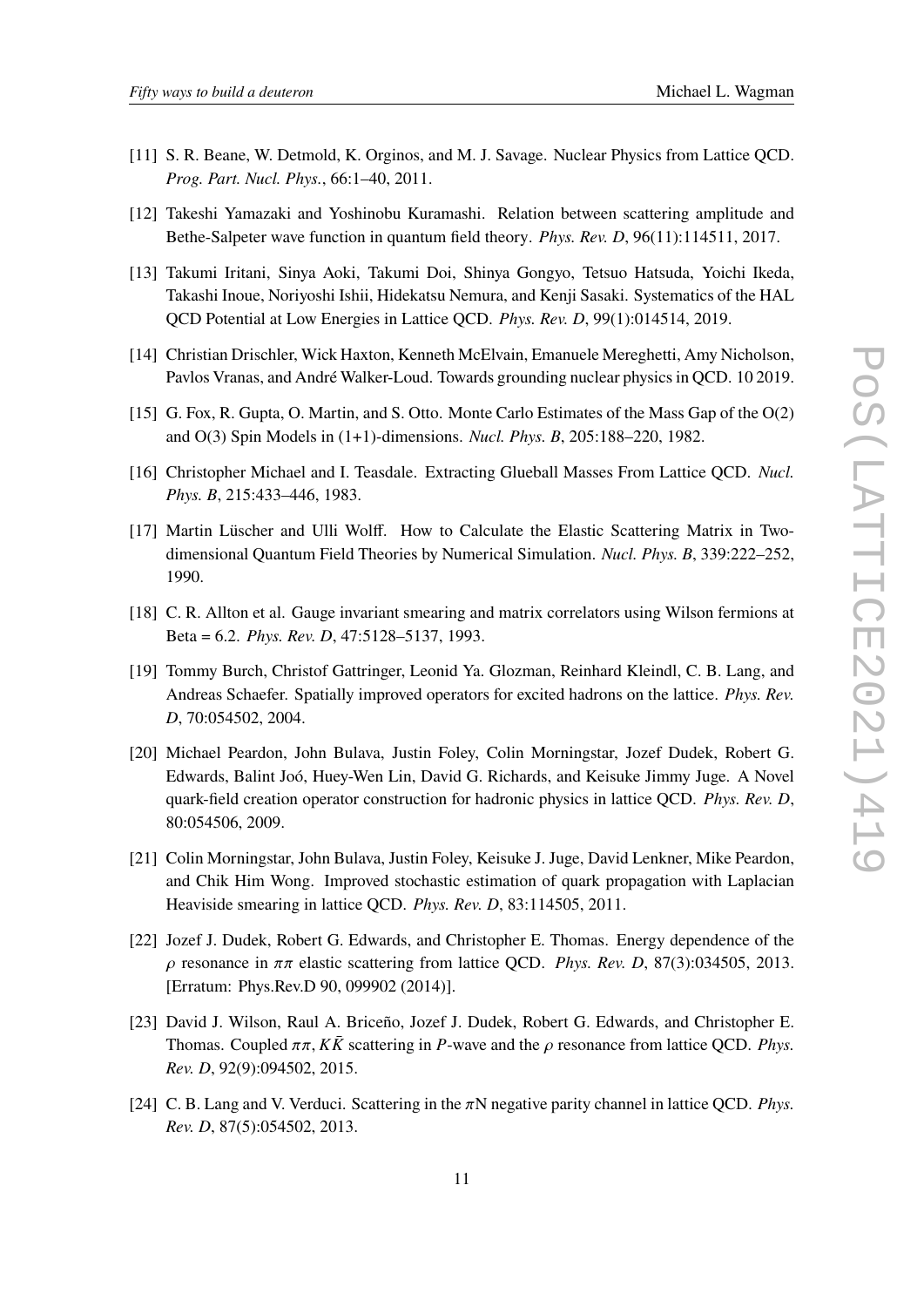[11] S. R. Beane, W. Detmold, K. Orginos, and M. J. Savage. Nuclear Physics from Lattice QCD. *Prog. Part. Nucl. Phys.*, 66:1–40, 2011.

[12] Takeshi Yamazaki and Yoshinobu Kuramashi. Relation between scattering amplitude and Bethe-Salpeter wave function in quantum field theory. *Phys. Rev. D*, 96(11):114511, 2017.

[13] Takumi Iritani, Sinya Aoki, Takumi Doi, Shinya Gongyo, Tetsuo Hatsuda, Yoichi Ikeda, Takashi Inoue, Noriyoshi Ishii, Hidekatsu Nemura, and Kenji Sasaki. Systematics of the HAL QCD Potential at Low Energies in Lattice QCD. *Phys. Rev. D*, 99(1):014514, 2019.

[14] Christian Drischler, Wick Haxton, Kenneth McElvain, Emanuele Mereghetti, Amy Nicholson, Pavlos Vranas, and André Walker-Loud. Towards grounding nuclear physics in QCD. 10 2019.

[15] G. Fox, R. Gupta, O. Martin, and S. Otto. Monte Carlo Estimates of the Mass Gap of the O(2) and O(3) Spin Models in (1+1)-dimensions. *Nucl. Phys. B*, 205:188–220, 1982.

[16] Christopher Michael and I. Teasdale. Extracting Glueball Masses From Lattice QCD. *Nucl. Phys. B*, 215:433–446, 1983.

[17] Martin Lüscher and Ulli Wolff. How to Calculate the Elastic Scattering Matrix in Two-dimensional Quantum Field Theories by Numerical Simulation. *Nucl. Phys. B*, 339:222–252, 1990.

[18] C. R. Allton et al. Gauge invariant smearing and matrix correlators using Wilson fermions at Beta = 6.2. *Phys. Rev. D*, 47:5128–5137, 1993.

[19] Tommy Burch, Christof Gattringer, Leonid Ya. Glozman, Reinhard Kleindl, C. B. Lang, and Andreas Schaefer. Spatially improved operators for excited hadrons on the lattice. *Phys. Rev. D*, 70:054502, 2004.

[20] Michael Peardon, John Bulava, Justin Foley, Colin Morningstar, Jozef Dudek, Robert G. Edwards, Balint Joó, Huey-Wen Lin, David G. Richards, and Keisuke Jimmy Juge. A Novel quark-field creation operator construction for hadronic physics in lattice QCD. *Phys. Rev. D*, 80:054506, 2009.

[21] Colin Morningstar, John Bulava, Justin Foley, Keisuke J. Juge, David Lenkner, Mike Peardon, and Chik Him Wong. Improved stochastic estimation of quark propagation with Laplacian Heaviside smearing in lattice QCD. *Phys. Rev. D*, 83:114505, 2011.

[22] Jozef J. Dudek, Robert G. Edwards, and Christopher E. Thomas. Energy dependence of the $\rho$ resonance in $\pi\pi$ elastic scattering from lattice QCD. *Phys. Rev. D*, 87(3):034505, 2013. [Erratum: Phys.Rev.D 90, 099902 (2014)].

[23] David J. Wilson, Raul A. Briceño, Jozef J. Dudek, Robert G. Edwards, and Christopher E. Thomas. Coupled $\pi\pi, K\bar{K}$ scattering in $P$-wave and the $\rho$ resonance from lattice QCD. *Phys. Rev. D*, 92(9):094502, 2015.

[24] C. B. Lang and V. Verduci. Scattering in the $\pi$N negative parity channel in lattice QCD. *Phys. Rev. D*, 87(5):054502, 2013.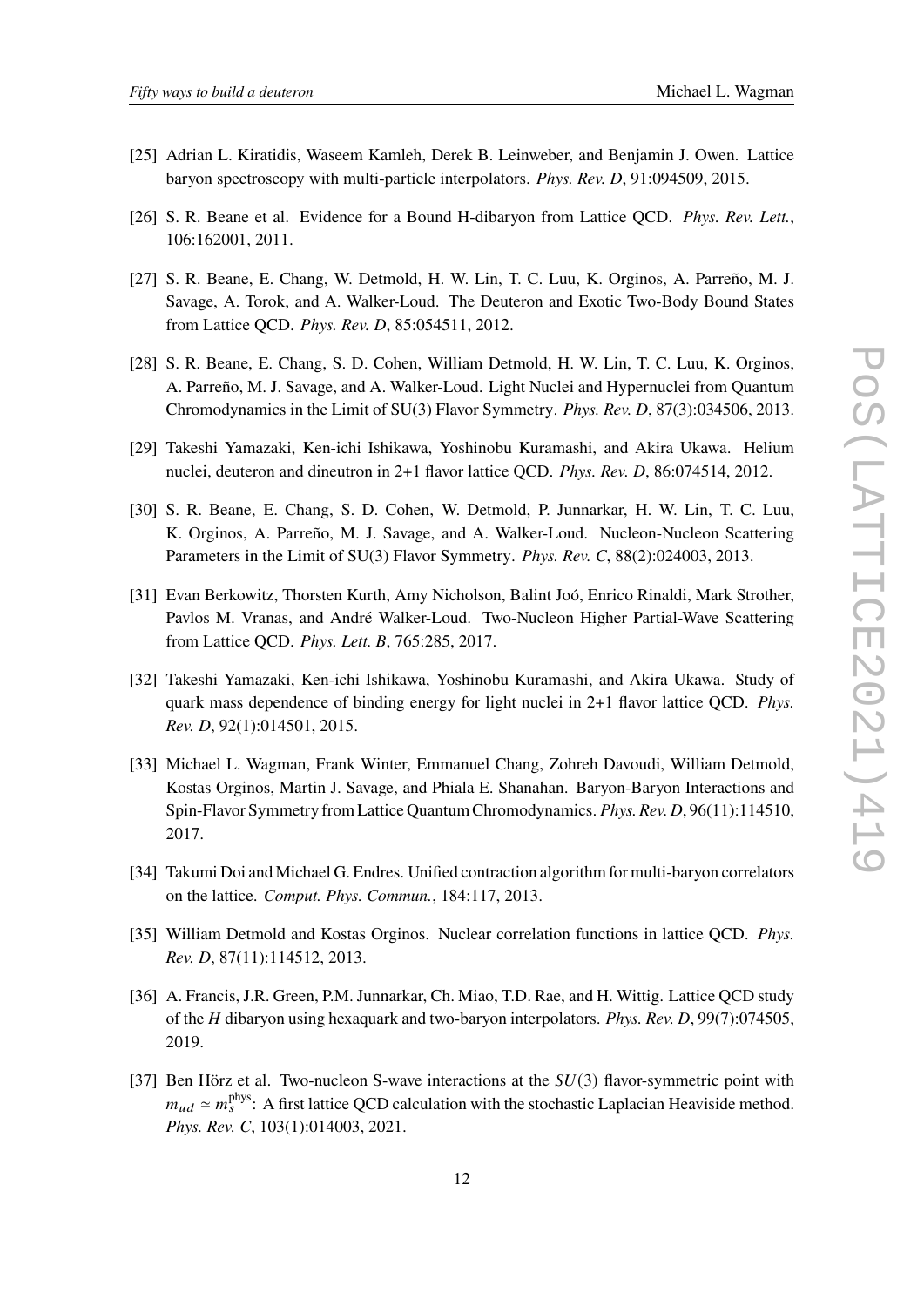[25] Adrian L. Kiratidis, Waseem Kamleh, Derek B. Leinweber, and Benjamin J. Owen. Lattice baryon spectroscopy with multi-particle interpolators. *Phys. Rev. D*, 91:094509, 2015.

[26] S. R. Beane et al. Evidence for a Bound H-dibaryon from Lattice QCD. *Phys. Rev. Lett.*, 106:162001, 2011.

[27] S. R. Beane, E. Chang, W. Detmold, H. W. Lin, T. C. Luu, K. Orginos, A. Parreño, M. J. Savage, A. Torok, and A. Walker-Loud. The Deuteron and Exotic Two-Body Bound States from Lattice QCD. *Phys. Rev. D*, 85:054511, 2012.

[28] S. R. Beane, E. Chang, S. D. Cohen, William Detmold, H. W. Lin, T. C. Luu, K. Orginos, A. Parreño, M. J. Savage, and A. Walker-Loud. Light Nuclei and Hypernuclei from Quantum Chromodynamics in the Limit of SU(3) Flavor Symmetry. *Phys. Rev. D*, 87(3):034506, 2013.

[29] Takeshi Yamazaki, Ken-ichi Ishikawa, Yoshinobu Kuramashi, and Akira Ukawa. Helium nuclei, deuteron and dineutron in 2+1 flavor lattice QCD. *Phys. Rev. D*, 86:074514, 2012.

[30] S. R. Beane, E. Chang, S. D. Cohen, W. Detmold, P. Junnarkar, H. W. Lin, T. C. Luu, K. Orginos, A. Parreño, M. J. Savage, and A. Walker-Loud. Nucleon-Nucleon Scattering Parameters in the Limit of SU(3) Flavor Symmetry. *Phys. Rev. C*, 88(2):024003, 2013.

[31] Evan Berkowitz, Thorsten Kurth, Amy Nicholson, Balint Joó, Enrico Rinaldi, Mark Strother, Pavlos M. Vranas, and André Walker-Loud. Two-Nucleon Higher Partial-Wave Scattering from Lattice QCD. *Phys. Lett. B*, 765:285, 2017.

[32] Takeshi Yamazaki, Ken-ichi Ishikawa, Yoshinobu Kuramashi, and Akira Ukawa. Study of quark mass dependence of binding energy for light nuclei in 2+1 flavor lattice QCD. *Phys. Rev. D*, 92(1):014501, 2015.

[33] Michael L. Wagman, Frank Winter, Emmanuel Chang, Zohreh Davoudi, William Detmold, Kostas Orginos, Martin J. Savage, and Phiala E. Shanahan. Baryon-Baryon Interactions and Spin-Flavor Symmetry from Lattice Quantum Chromodynamics. *Phys. Rev. D*, 96(11):114510, 2017.

[34] Takumi Doi and Michael G. Endres. Unified contraction algorithm for multi-baryon correlators on the lattice. *Comput. Phys. Commun.*, 184:117, 2013.

[35] William Detmold and Kostas Orginos. Nuclear correlation functions in lattice QCD. *Phys. Rev. D*, 87(11):114512, 2013.

[36] A. Francis, J.R. Green, P.M. Junnarkar, Ch. Miao, T.D. Rae, and H. Wittig. Lattice QCD study of the *H* dibaryon using hexaquark and two-baryon interpolators. *Phys. Rev. D*, 99(7):074505, 2019.

[37] Ben Hörz et al. Two-nucleon S-wave interactions at the $SU(3)$ flavor-symmetric point with $m_{ud} \simeq m_s^{\text{phys}}$: A first lattice QCD calculation with the stochastic Laplacian Heaviside method. *Phys. Rev. C*, 103(1):014003, 2021.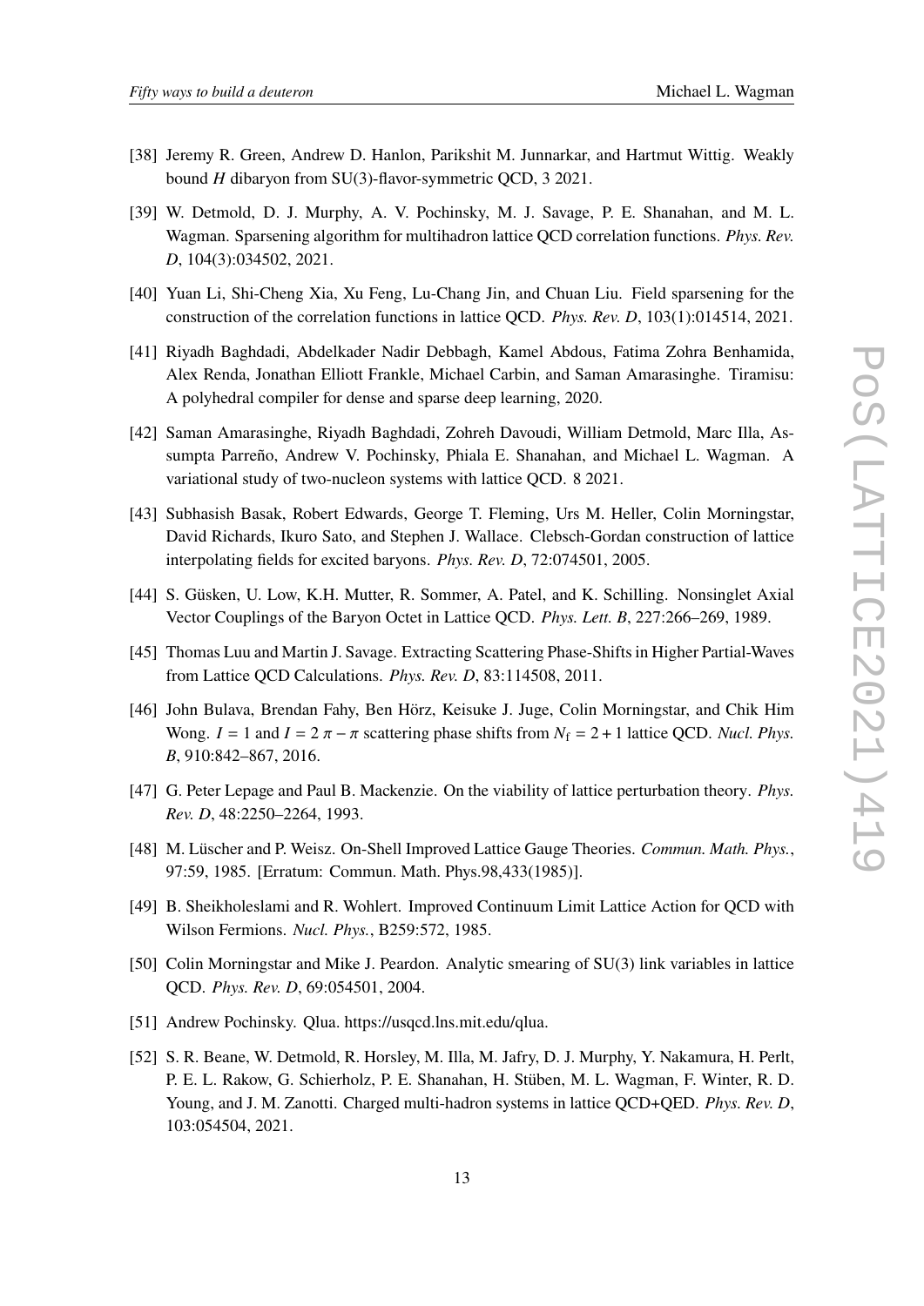[38] Jeremy R. Green, Andrew D. Hanlon, Parikshit M. Junnarkar, and Hartmut Wittig. Weakly bound $H$ dibaryon from SU(3)-flavor-symmetric QCD, 3 2021.

[39] W. Detmold, D. J. Murphy, A. V. Pochinsky, M. J. Savage, P. E. Shanahan, and M. L. Wagman. Sparsening algorithm for multihadron lattice QCD correlation functions. *Phys. Rev. D*, 104(3):034502, 2021.

[40] Yuan Li, Shi-Cheng Xia, Xu Feng, Lu-Chang Jin, and Chuan Liu. Field sparsening for the construction of the correlation functions in lattice QCD. *Phys. Rev. D*, 103(1):014514, 2021.

[41] Riyadh Baghdadi, Abdelkader Nadir Debbagh, Kamel Abdous, Fatima Zohra Benhamida, Alex Renda, Jonathan Elliott Frankle, Michael Carbin, and Saman Amarasinghe. Tiramisu: A polyhedral compiler for dense and sparse deep learning, 2020.

[42] Saman Amarasinghe, Riyadh Baghdadi, Zohreh Davoudi, William Detmold, Marc Illa, Assumpta Parreño, Andrew V. Pochinsky, Phiala E. Shanahan, and Michael L. Wagman. A variational study of two-nucleon systems with lattice QCD. 8 2021.

[43] Subhasish Basak, Robert Edwards, George T. Fleming, Urs M. Heller, Colin Morningstar, David Richards, Ikuro Sato, and Stephen J. Wallace. Clebsch-Gordan construction of lattice interpolating fields for excited baryons. *Phys. Rev. D*, 72:074501, 2005.

[44] S. Güsken, U. Low, K.H. Mutter, R. Sommer, A. Patel, and K. Schilling. Nonsinglet Axial Vector Couplings of the Baryon Octet in Lattice QCD. *Phys. Lett. B*, 227:266–269, 1989.

[45] Thomas Luu and Martin J. Savage. Extracting Scattering Phase-Shifts in Higher Partial-Waves from Lattice QCD Calculations. *Phys. Rev. D*, 83:114508, 2011.

[46] John Bulava, Brendan Fahy, Ben Hörz, Keisuke J. Juge, Colin Morningstar, and Chik Him Wong. $I = 1$ and $I = 2$ $\pi - \pi$ scattering phase shifts from $N_f = 2 + 1$ lattice QCD. *Nucl. Phys. B*, 910:842–867, 2016.

[47] G. Peter Lepage and Paul B. Mackenzie. On the viability of lattice perturbation theory. *Phys. Rev. D*, 48:2250–2264, 1993.

[48] M. Lüscher and P. Weisz. On-Shell Improved Lattice Gauge Theories. *Commun. Math. Phys.*, 97:59, 1985. [Erratum: Commun. Math. Phys.98,433(1985)].

[49] B. Sheikholeslami and R. Wohlert. Improved Continuum Limit Lattice Action for QCD with Wilson Fermions. *Nucl. Phys.*, B259:572, 1985.

[50] Colin Morningstar and Mike J. Peardon. Analytic smearing of SU(3) link variables in lattice QCD. *Phys. Rev. D*, 69:054501, 2004.

[51] Andrew Pochinsky. Qlua. https://usqcd.lns.mit.edu/qlua.

[52] S. R. Beane, W. Detmold, R. Horsley, M. Illa, M. Jafry, D. J. Murphy, Y. Nakamura, H. Perlt, P. E. L. Rakow, G. Schierholz, P. E. Shanahan, H. Stüben, M. L. Wagman, F. Winter, R. D. Young, and J. M. Zanotti. Charged multi-hadron systems in lattice QCD+QED. *Phys. Rev. D*, 103:054504, 2021.